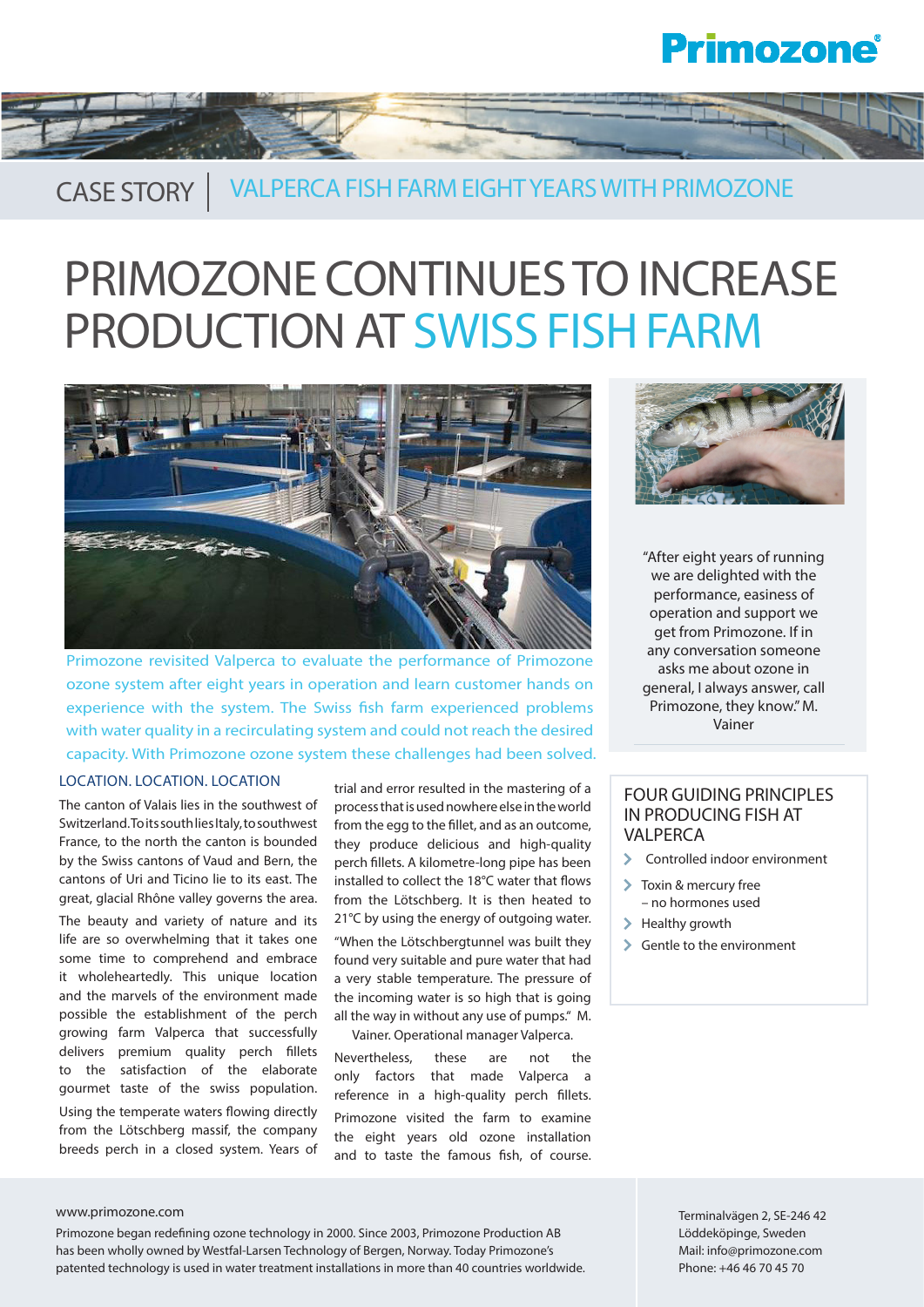Primozone

CASE STORY | VALPERCA FISH FARM EIGHT YEARS WITH PRIMOZONE

# PRIMOZONE CONTINUES TO INCREASE PRODUCTION AT SWISS FISH FARM

Primozone revisited Valperca to evaluate the performance of Primozone ozone system after eight years in operation and learn customer hands on experience with the system. The Swiss fish farm experienced problems with water quality in a recirculating system and could not reach the desired capacity. With Primozone ozone system these challenges had been solved.

"After eight years of running we are delighted with the performance, easiness of operation and support we get from Primozone. If in any conversation someone asks me about ozone in general, I always answer, call Primozone, they know." M. Vainer

## LOCATION. LOCATION. LOCATION

The canton of Valais lies in the southwest of Switzerland. To its south lies Italy, to southwest France, to the north the canton is bounded by the Swiss cantons of Vaud and Bern, the cantons of Uri and Ticino lie to its east. The great, glacial Rhône valley governs the area.

The beauty and variety of nature and its life are so overwhelming that it takes one some time to comprehend and embrace it wholeheartedly. This unique location and the marvels of the environment made possible the establishment of the perch growing farm Valperca that successfully delivers premium quality perch fillets to the satisfaction of the elaborate gourmet taste of the swiss population.

Using the temperate waters flowing directly from the Lötschberg massif, the company breeds perch in a closed system. Years of trial and error resulted in the mastering of a process that is used nowhere else in the world from the egg to the fillet, and as an outcome, they produce delicious and high-quality perch fillets. A kilometre-long pipe has been installed to collect the 18°C water that flows from the Lötschberg. It is then heated to 21°C by using the energy of outgoing water.

"When the Lötschbergtunnel was built they found very suitable and pure water that had a very stable temperature. The pressure of the incoming water is so high that is going all the way in without any use of pumps." M. Vainer. Operational manager Valperca.

Nevertheless, these are not the only factors that made Valperca a reference in a high-quality perch fillets. Primozone visited the farm to examine the eight years old ozone installation and to taste the famous fish, of course.

## FOUR GUIDING PRINCIPLES IN PRODUCING FISH AT VALPERCA

- Controlled indoor environment
- Toxin & mercury free – no hormones used
- Healthy growth
- Gentle to the environment

www.primozone.com

Primozone began redefining ozone technology in 2000. Since 2003, Primozone Production AB has been wholly owned by Westfal-Larsen Technology of Bergen, Norway. Today Primozone's patented technology is used in water treatment installations in more than 40 countries worldwide.

Terminalvägen 2, SE-246 42
Löddeköpinge, Sweden
Mail: info@primozone.com
Phone: +46 46 70 45 70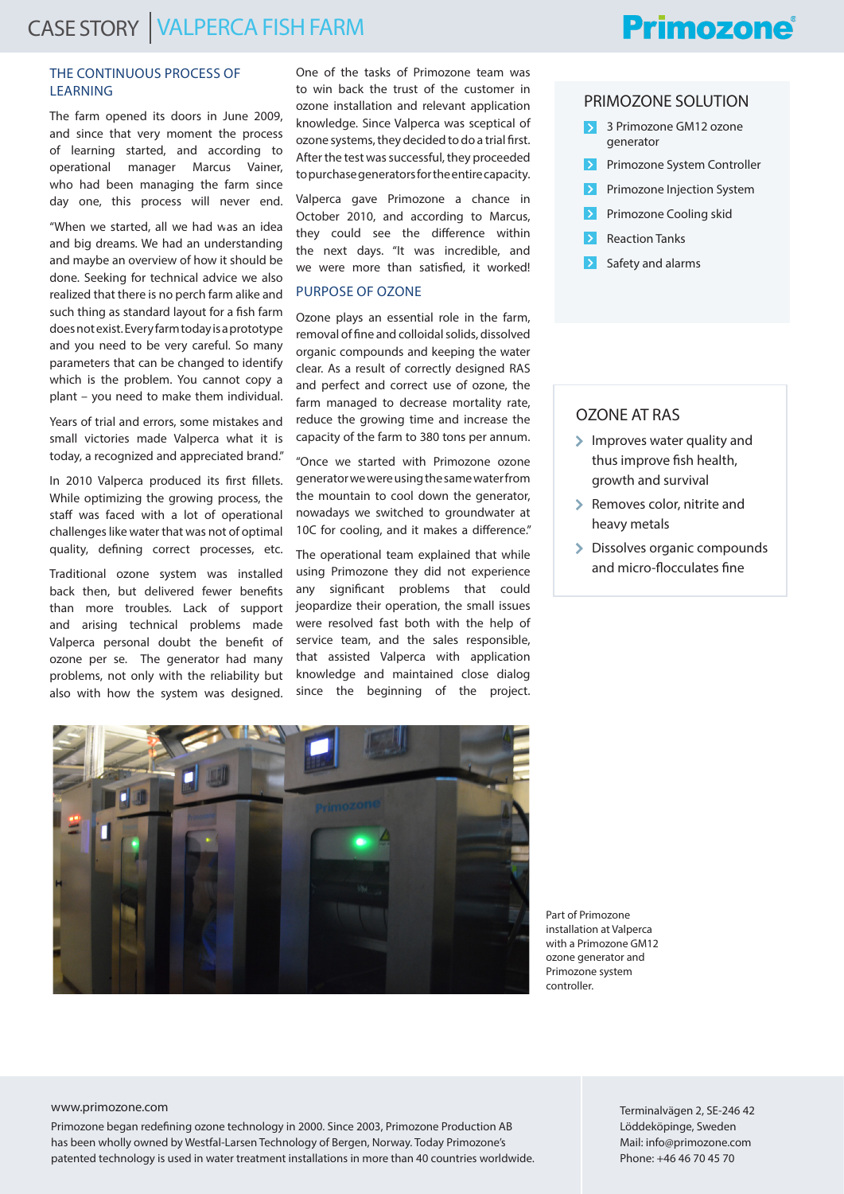## THE CONTINUOUS PROCESS OF LEARNING

The farm opened its doors in June 2009, and since that very moment the process of learning started, and according to operational manager Marcus Vainer, who had been managing the farm since day one, this process will never end.

"When we started, all we had was an idea and big dreams. We had an understanding and maybe an overview of how it should be done. Seeking for technical advice we also realized that there is no perch farm alike and such thing as standard layout for a fish farm does not exist. Every farm today is a prototype and you need to be very careful. So many parameters that can be changed to identify which is the problem. You cannot copy a plant – you need to make them individual.

Years of trial and errors, some mistakes and small victories made Valperca what it is today, a recognized and appreciated brand."

In 2010 Valperca produced its first fillets. While optimizing the growing process, the staff was faced with a lot of operational challenges like water that was not of optimal quality, defining correct processes, etc.

Traditional ozone system was installed back then, but delivered fewer benefits than more troubles. Lack of support and arising technical problems made Valperca personal doubt the benefit of ozone per se. The generator had many problems, not only with the reliability but also with how the system was designed.

One of the tasks of Primozone team was to win back the trust of the customer in ozone installation and relevant application knowledge. Since Valperca was sceptical of ozone systems, they decided to do a trial first. After the test was successful, they proceeded to purchase generators for the entire capacity.

Valperca gave Primozone a chance in October 2010, and according to Marcus, they could see the difference within the next days. "It was incredible, and we were more than satisfied, it worked!

## PURPOSE OF OZONE

Ozone plays an essential role in the farm, removal of fine and colloidal solids, dissolved organic compounds and keeping the water clear. As a result of correctly designed RAS and perfect and correct use of ozone, the farm managed to decrease mortality rate, reduce the growing time and increase the capacity of the farm to 380 tons per annum.

"Once we started with Primozone ozone generator we were using the same water from the mountain to cool down the generator, nowadays we switched to groundwater at 10C for cooling, and it makes a difference."

The operational team explained that while using Primozone they did not experience any significant problems that could jeopardize their operation, the small issues were resolved fast both with the help of service team, and the sales responsible, that assisted Valperca with application knowledge and maintained close dialog since the beginning of the project.

## PRIMOZONE SOLUTION

- 3 Primozone GM12 ozone generator
- Primozone System Controller
- Primozone Injection System
- Primozone Cooling skid
- Reaction Tanks
- Safety and alarms

## OZONE AT RAS

- Improves water quality and thus improve fish health, growth and survival
- Removes color, nitrite and heavy metals
- Dissolves organic compounds and micro-flocculates fine

Part of Primozone installation at Valperca with a Primozone GM12 ozone generator and Primozone system controller.

www.primozone.com

Primozone began redefining ozone technology in 2000. Since 2003, Primozone Production AB has been wholly owned by Westfal-Larsen Technology of Bergen, Norway. Today Primozone's patented technology is used in water treatment installations in more than 40 countries worldwide.

Terminalvägen 2, SE-246 42
Löddeköpinge, Sweden
Mail: info@primozone.com
Phone: +46 46 70 45 70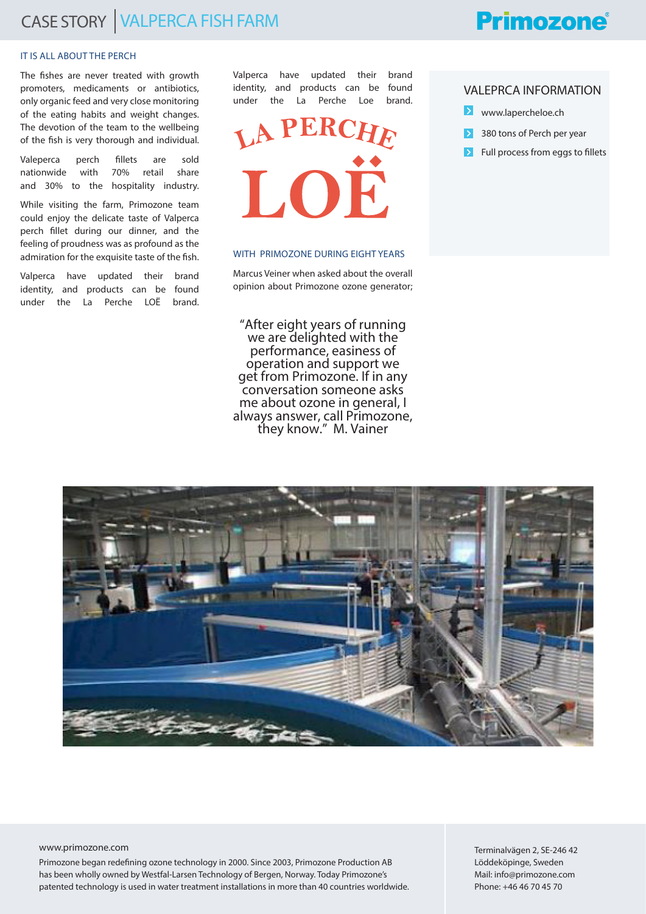# CASE STORY | VALPERCA FISH FARM

## IT IS ALL ABOUT THE PERCH

The fishes are never treated with growth promoters, medicaments or antibiotics, only organic feed and very close monitoring of the eating habits and weight changes. The devotion of the team to the wellbeing of the fish is very thorough and individual.

Valeperca perch fillets are sold nationwide with 70% retail share and 30% to the hospitality industry.

While visiting the farm, Primozone team could enjoy the delicate taste of Valperca perch fillet during our dinner, and the feeling of proudness was as profound as the admiration for the exquisite taste of the fish.

Valperca have updated their brand identity, and products can be found under the La Perche LOË brand.

Valperca have updated their brand identity, and products can be found under the La Perche Loe brand.

LA PERCHE LOË

## WITH PRIMOZONE DURING EIGHT YEARS

Marcus Veiner when asked about the overall opinion about Primozone ozone generator;

"After eight years of running we are delighted with the performance, easiness of operation and support we get from Primozone. If in any conversation someone asks me about ozone in general, I always answer, call Primozone, they know." M. Vainer

## VALEPRCA INFORMATION

- www.lapercheloe.ch
- 380 tons of Perch per year
- Full process from eggs to fillets

www.primozone.com

Primozone began redefining ozone technology in 2000. Since 2003, Primozone Production AB has been wholly owned by Westfal-Larsen Technology of Bergen, Norway. Today Primozone's patented technology is used in water treatment installations in more than 40 countries worldwide.

Terminalvägen 2, SE-246 42
Löddeköpinge, Sweden
Mail: info@primozone.com
Phone: +46 46 70 45 70